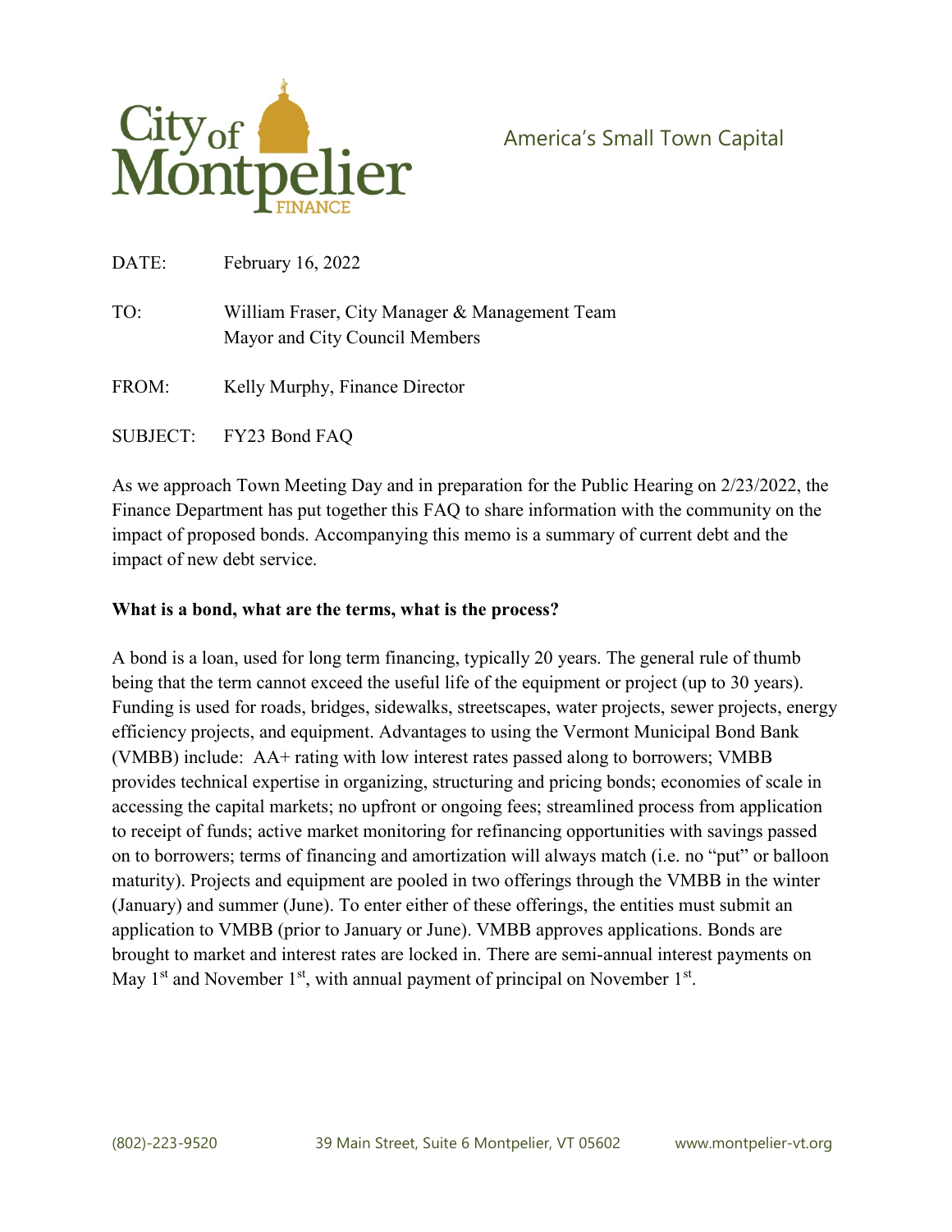City of Montpelier FINANCE

America's Small Town Capital

DATE: February 16, 2022

TO: William Fraser, City Manager & Management Team
Mayor and City Council Members

FROM: Kelly Murphy, Finance Director

SUBJECT: FY23 Bond FAQ

As we approach Town Meeting Day and in preparation for the Public Hearing on 2/23/2022, the Finance Department has put together this FAQ to share information with the community on the impact of proposed bonds. Accompanying this memo is a summary of current debt and the impact of new debt service.

**What is a bond, what are the terms, what is the process?**

A bond is a loan, used for long term financing, typically 20 years. The general rule of thumb being that the term cannot exceed the useful life of the equipment or project (up to 30 years). Funding is used for roads, bridges, sidewalks, streetscapes, water projects, sewer projects, energy efficiency projects, and equipment. Advantages to using the Vermont Municipal Bond Bank (VMBB) include: AA+ rating with low interest rates passed along to borrowers; VMBB provides technical expertise in organizing, structuring and pricing bonds; economies of scale in accessing the capital markets; no upfront or ongoing fees; streamlined process from application to receipt of funds; active market monitoring for refinancing opportunities with savings passed on to borrowers; terms of financing and amortization will always match (i.e. no "put" or balloon maturity). Projects and equipment are pooled in two offerings through the VMBB in the winter (January) and summer (June). To enter either of these offerings, the entities must submit an application to VMBB (prior to January or June). VMBB approves applications. Bonds are brought to market and interest rates are locked in. There are semi-annual interest payments on May 1st and November 1st, with annual payment of principal on November 1st.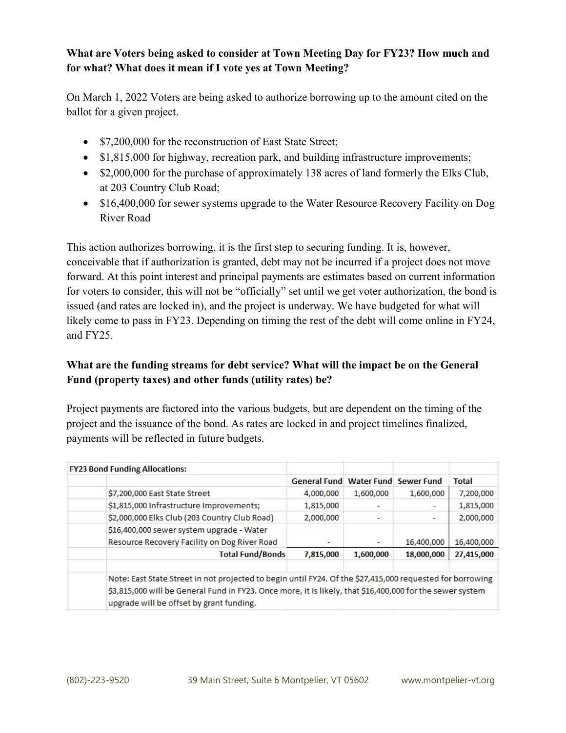**What are Voters being asked to consider at Town Meeting Day for FY23? How much and for what? What does it mean if I vote yes at Town Meeting?**

On March 1, 2022 Voters are being asked to authorize borrowing up to the amount cited on the ballot for a given project.

- $7,200,000 for the reconstruction of East State Street;
- $1,815,000 for highway, recreation park, and building infrastructure improvements;
- $2,000,000 for the purchase of approximately 138 acres of land formerly the Elks Club, at 203 Country Club Road;
- $16,400,000 for sewer systems upgrade to the Water Resource Recovery Facility on Dog River Road

This action authorizes borrowing, it is the first step to securing funding. It is, however, conceivable that if authorization is granted, debt may not be incurred if a project does not move forward. At this point interest and principal payments are estimates based on current information for voters to consider, this will not be "officially" set until we get voter authorization, the bond is issued (and rates are locked in), and the project is underway. We have budgeted for what will likely come to pass in FY23. Depending on timing the rest of the debt will come online in FY24, and FY25.

**What are the funding streams for debt service? What will the impact be on the General Fund (property taxes) and other funds (utility rates) be?**

Project payments are factored into the various budgets, but are dependent on the timing of the project and the issuance of the bond. As rates are locked in and project timelines finalized, payments will be reflected in future budgets.

| **FY23 Bond Funding Allocations:** | | | | |
|---|---|---|---|---|
| | **General Fund** | **Water Fund** | **Sewer Fund** | **Total** |
| $7,200,000 East State Street | 4,000,000 | 1,600,000 | 1,600,000 | 7,200,000 |
| $1,815,000 Infrastructure Improvements; | 1,815,000 | - | - | 1,815,000 |
| $2,000,000 Elks Club (203 Country Club Road) | 2,000,000 | - | - | 2,000,000 |
| $16,400,000 sewer system upgrade - Water Resource Recovery Facility on Dog River Road | - | - | 16,400,000 | 16,400,000 |
| **Total Fund/Bonds** | **7,815,000** | **1,600,000** | **18,000,000** | **27,415,000** |

Note: East State Street in not projected to begin until FY24. Of the $27,415,000 requested for borrowing $3,815,000 will be General Fund in FY23. Once more, it is likely, that $16,400,000 for the sewer system upgrade will be offset by grant funding.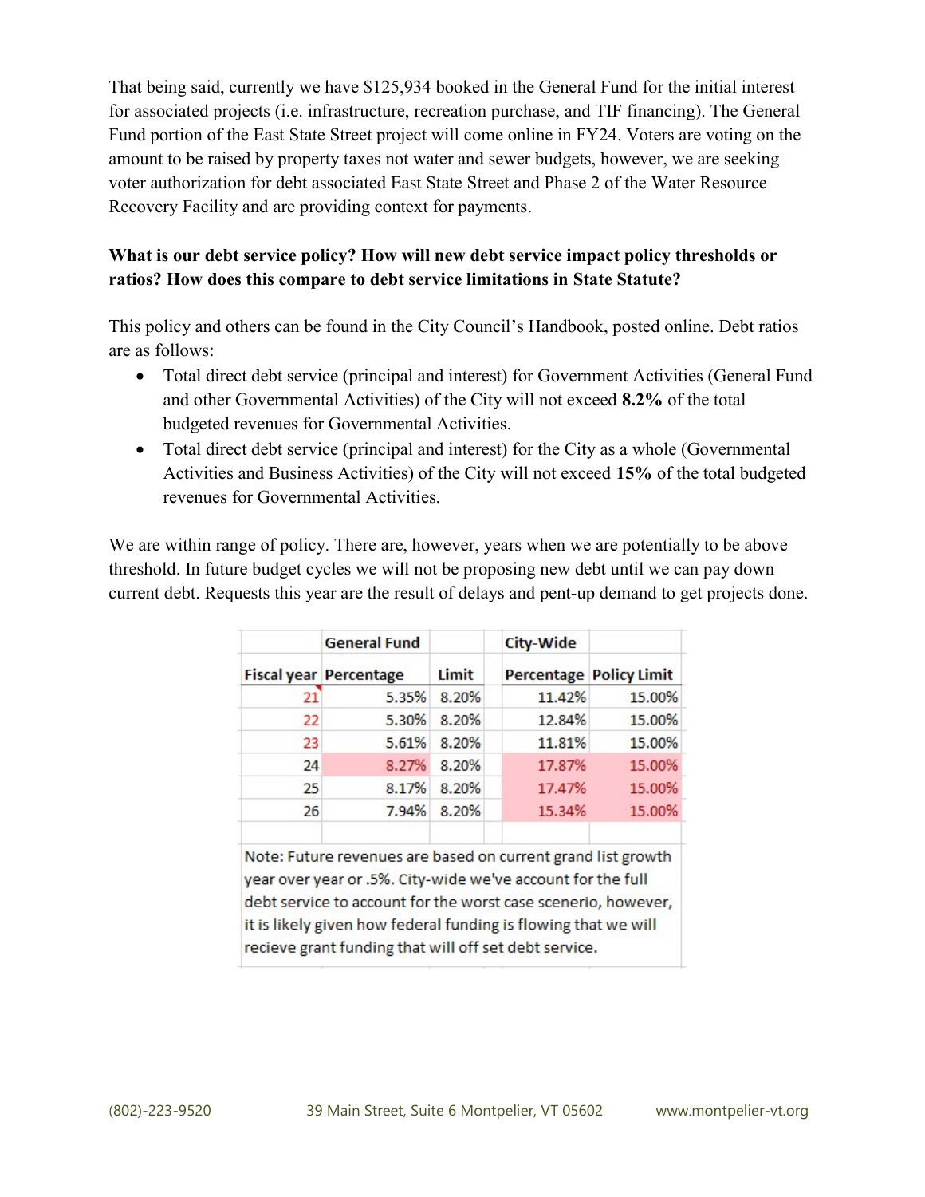That being said, currently we have $125,934 booked in the General Fund for the initial interest for associated projects (i.e. infrastructure, recreation purchase, and TIF financing). The General Fund portion of the East State Street project will come online in FY24. Voters are voting on the amount to be raised by property taxes not water and sewer budgets, however, we are seeking voter authorization for debt associated East State Street and Phase 2 of the Water Resource Recovery Facility and are providing context for payments.

**What is our debt service policy? How will new debt service impact policy thresholds or ratios? How does this compare to debt service limitations in State Statute?**

This policy and others can be found in the City Council's Handbook, posted online. Debt ratios are as follows:

- Total direct debt service (principal and interest) for Government Activities (General Fund and other Governmental Activities) of the City will not exceed **8.2%** of the total budgeted revenues for Governmental Activities.
- Total direct debt service (principal and interest) for the City as a whole (Governmental Activities and Business Activities) of the City will not **15%** of the total budgeted revenues for Governmental Activities.

We are within range of policy. There are, however, years when we are potentially to be above threshold. In future budget cycles we will not be proposing new debt until we can pay down current debt. Requests this year are the result of delays and pent-up demand to get projects done.

| | General Fund | | City-Wide | |
|---|---|---|---|---|
| Fiscal year | Percentage | Limit | Percentage | Policy Limit |
| 21 | 5.35% | 8.20% | 11.42% | 15.00% |
| 22 | 5.30% | 8.20% | 12.84% | 15.00% |
| 23 | 5.61% | 8.20% | 11.81% | 15.00% |
| 24 | 8.27% | 8.20% | 17.87% | 15.00% |
| 25 | 8.17% | 8.20% | 17.47% | 15.00% |
| 26 | 7.94% | 8.20% | 15.34% | 15.00% |

Note: Future revenues are based on current grand list growth year over year or .5%. City-wide we've account for the full debt service to account for the worst case scenerio, however, it is likely given how federal funding is flowing that we will recieve grant funding that will off set debt service.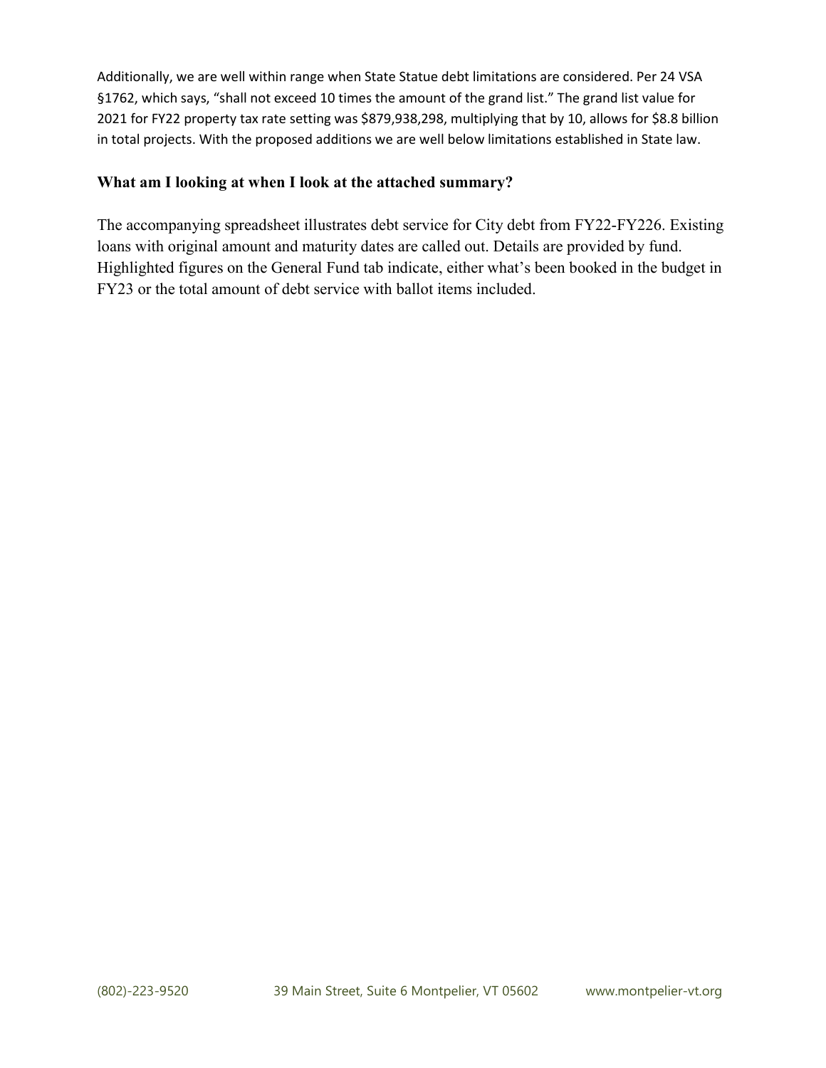Additionally, we are well within range when State Statue debt limitations are considered. Per 24 VSA §1762, which says, "shall not exceed 10 times the amount of the grand list." The grand list value for 2021 for FY22 property tax rate setting was $879,938,298, multiplying that by 10, allows for $8.8 billion in total projects. With the proposed additions we are well below limitations established in State law.

### What am I looking at when I look at the attached summary?

The accompanying spreadsheet illustrates debt service for City debt from FY22-FY226. Existing loans with original amount and maturity dates are called out. Details are provided by fund. Highlighted figures on the General Fund tab indicate, either what's been booked in the budget in FY23 or the total amount of debt service with ballot items included.